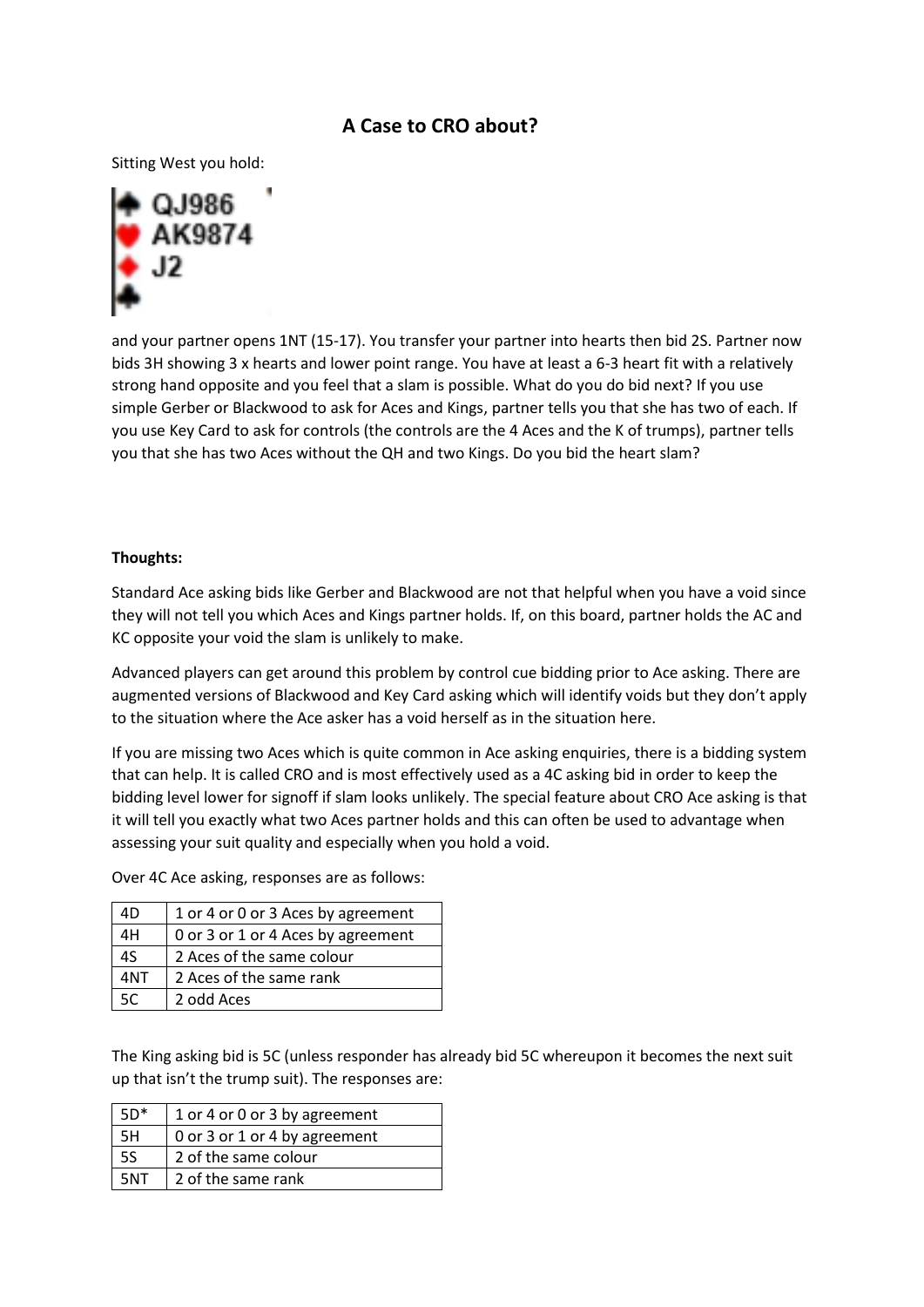## A Case to CRO about?

Sitting West you hold:

♠ QJ986
♥ AK9874
♦ J2
♣

and your partner opens 1NT (15-17). You transfer your partner into hearts then bid 2S. Partner now bids 3H showing 3 x hearts and lower point range. You have at least a 6-3 heart fit with a relatively strong hand opposite and you feel that a slam is possible. What do you do bid next? If you use simple Gerber or Blackwood to ask for Aces and Kings, partner tells you that she has two of each. If you use Key Card to ask for controls (the controls are the 4 Aces and the K of trumps), partner tells you that she has two Aces without the QH and two Kings. Do you bid the heart slam?

**Thoughts:**

Standard Ace asking bids like Gerber and Blackwood are not that helpful when you have a void since they will not tell you which Aces and Kings partner holds. If, on this board, partner holds the AC and KC opposite your void the slam is unlikely to make.

Advanced players can get around this problem by control cue bidding prior to Ace asking. There are augmented versions of Blackwood and Key Card asking which will identify voids but they don't apply to the situation where the Ace asker has a void herself as in the situation here.

If you are missing two Aces which is quite common in Ace asking enquiries, there is a bidding system that can help. It is called CRO and is most effectively used as a 4C asking bid in order to keep the bidding level lower for signoff if slam looks unlikely. The special feature about CRO Ace asking is that it will tell you exactly what two Aces partner holds and this can often be used to advantage when assessing your suit quality and especially when you hold a void.

Over 4C Ace asking, responses are as follows:

| | |
|---|---|
| 4D | 1 or 4 or 0 or 3 Aces by agreement |
| 4H | 0 or 3 or 1 or 4 Aces by agreement |
| 4S | 2 Aces of the same colour |
| 4NT | 2 Aces of the same rank |
| 5C | 2 odd Aces |

The King asking bid is 5C (unless responder has already bid 5C whereupon it becomes the next suit up that isn't the trump suit). The responses are:

| | |
|---|---|
| 5D* | 1 or 4 or 0 or 3 by agreement |
| 5H | 0 or 3 or 1 or 4 by agreement |
| 5S | 2 of the same colour |
| 5NT | 2 of the same rank |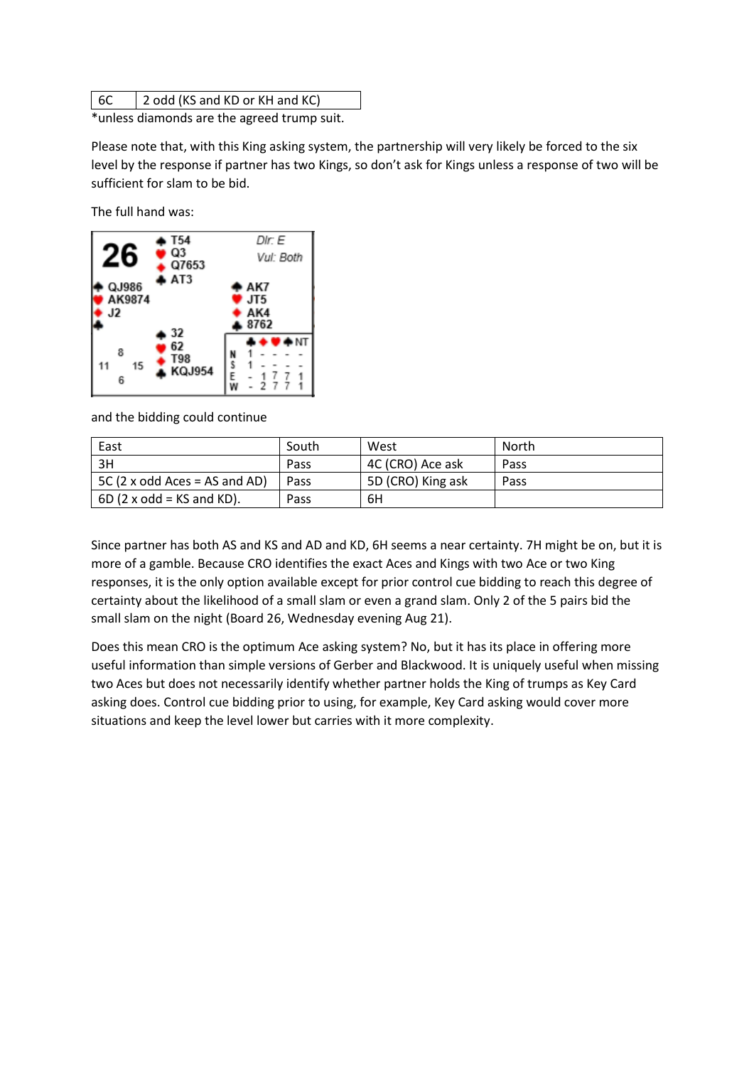| 6C | 2 odd (KS and KD or KH and KC) |
|---|---|

*unless diamonds are the agreed trump suit.

Please note that, with this King asking system, the partnership will very likely be forced to the six level by the response if partner has two Kings, so don't ask for Kings unless a response of two will be sufficient for slam to be bid.

The full hand was:

26

Dlr: E
Vul: Both

North: ♠ T54 ♥ Q3 ♦ Q7653 ♣ AT3

West: ♠ QJ986 ♥ AK9874 ♦ J2 ♣

East: ♠ AK7 ♥ JT5 ♦ AK4 ♣ 8762

South: ♠ 32 ♥ 62 ♦ T98 ♣ KQJ954

HCP: N 8, W 11, E 15, S 6

| | ♣ | ♦ | ♥ | ♠ | NT |
|---|---|---|---|---|---|
| N | 1 | - | - | - | - |
| S | 1 | - | - | - | - |
| E | - | 1 | 7 | 7 | 1 |
| W | - | 2 | 7 | 7 | 1 |

and the bidding could continue

| East | South | West | North |
|---|---|---|---|
| 3H | Pass | 4C (CRO) Ace ask | Pass |
| 5C (2 x odd Aces = AS and AD) | Pass | 5D (CRO) King ask | Pass |
| 6D (2 x odd = KS and KD). | Pass | 6H | |

Since partner has both AS and KS and AD and KD, 6H seems a near certainty. 7H might be on, but it is more of a gamble. Because CRO identifies the exact Aces and Kings with two Ace or two King responses, it is the only option available except for prior control cue bidding to reach this degree of certainty about the likelihood of a small slam or even a grand slam. Only 2 of the 5 pairs bid the small slam on the night (Board 26, Wednesday evening Aug 21).

Does this mean CRO is the optimum Ace asking system? No, but it has its place in offering more useful information than simple versions of Gerber and Blackwood. It is uniquely useful when missing two Aces but does not necessarily identify whether partner holds the King of trumps as Key Card asking does. Control cue bidding prior to using, for example, Key Card asking would cover more situations and keep the level lower but carries with it more complexity.